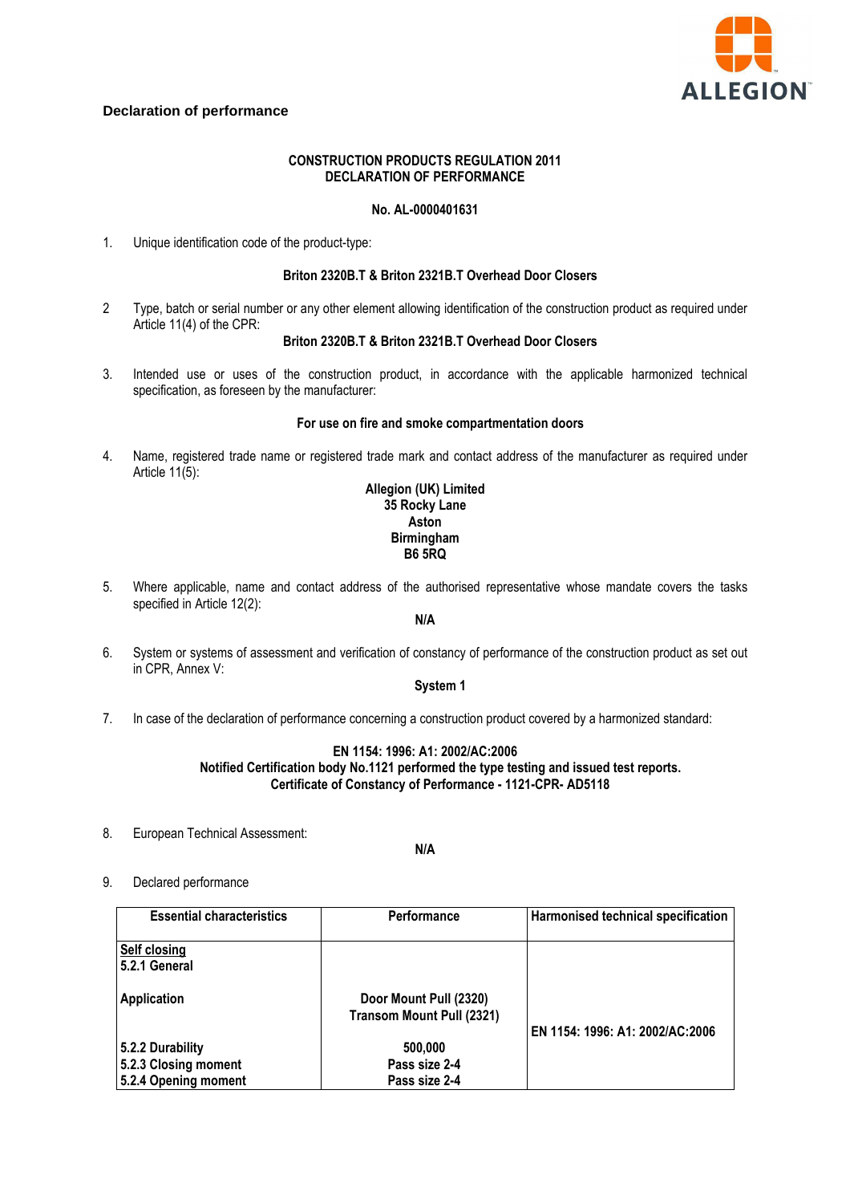## Declaration of performance

**CONSTRUCTION PRODUCTS REGULATION 2011**
**DECLARATION OF PERFORMANCE**

**No. AL-0000401631**

1. Unique identification code of the product-type:

   **Briton 2320B.T & Briton 2321B.T Overhead Door Closers**

2. Type, batch or serial number or any other element allowing identification of the construction product as required under Article 11(4) of the CPR:

   **Briton 2320B.T & Briton 2321B.T Overhead Door Closers**

3. Intended use or uses of the construction product, in accordance with the applicable harmonized technical specification, as foreseen by the manufacturer:

   **For use on fire and smoke compartmentation doors**

4. Name, registered trade name or registered trade mark and contact address of the manufacturer as required under Article 11(5):

   **Allegion (UK) Limited**
   **35 Rocky Lane**
   **Aston**
   **Birmingham**
   **B6 5RQ**

5. Where applicable, name and contact address of the authorised representative whose mandate covers the tasks specified in Article 12(2):

   **N/A**

6. System or systems of assessment and verification of constancy of performance of the construction product as set out in CPR, Annex V:

   **System 1**

7. In case of the declaration of performance concerning a construction product covered by a harmonized standard:

   **EN 1154: 1996: A1: 2002/AC:2006**
   **Notified Certification body No.1121 performed the type testing and issued test reports.**
   **Certificate of Constancy of Performance - 1121-CPR- AD5118**

8. European Technical Assessment:

   **N/A**

9. Declared performance

| Essential characteristics | Performance | Harmonised technical specification |
|---|---|---|
| **Self closing** **5.2.1 General** | | |
| **Application** | **Door Mount Pull (2320)** **Transom Mount Pull (2321)** | **EN 1154: 1996: A1: 2002/AC:2006** |
| **5.2.2 Durability** | **500,000** | |
| **5.2.3 Closing moment** | **Pass size 2-4** | |
| **5.2.4 Opening moment** | **Pass size 2-4** | |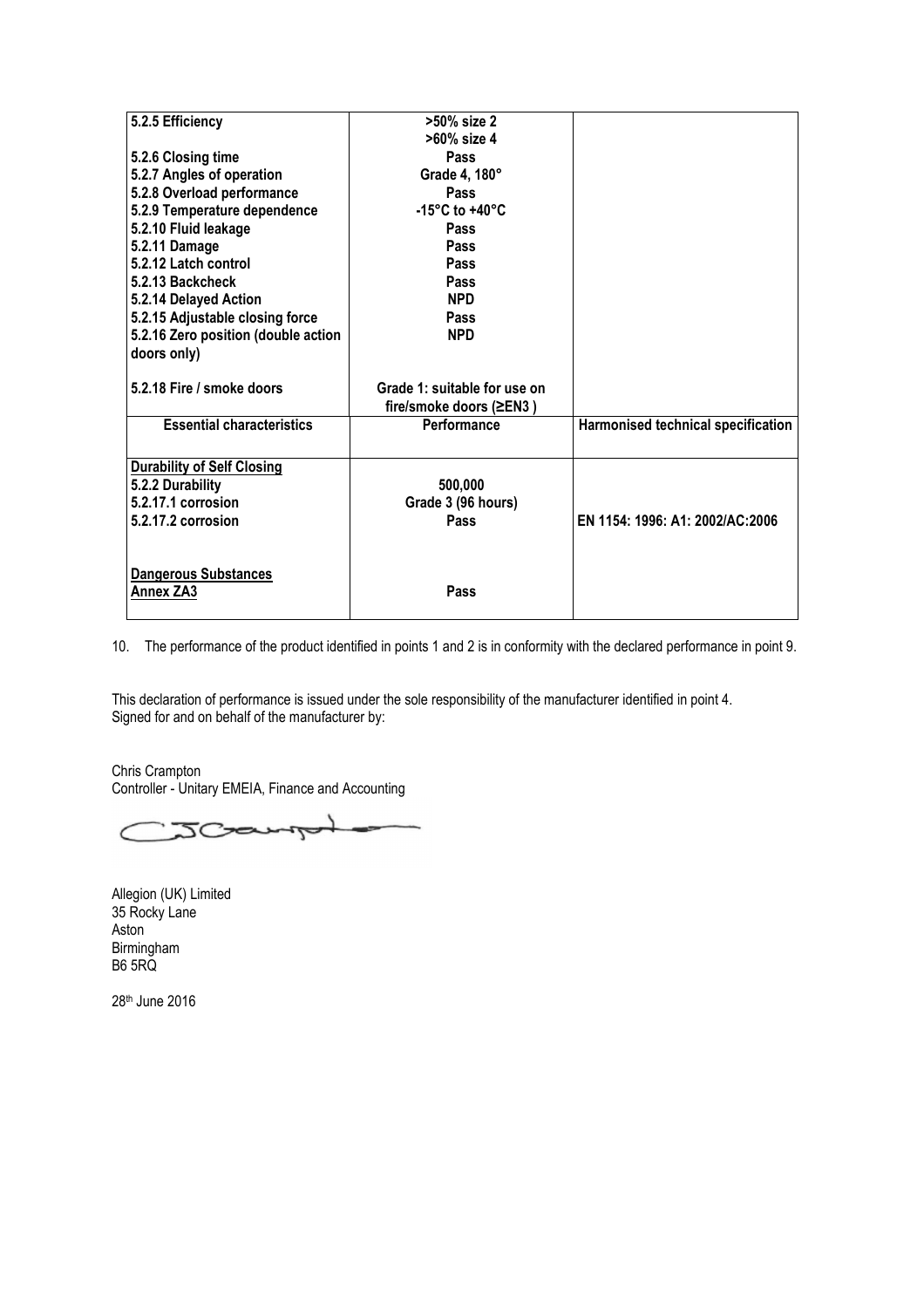| | | |
|---|---|---|
| **5.2.5 Efficiency** | **>50% size 2**<br>**>60% size 4** | |
| **5.2.6 Closing time** | **Pass** | |
| **5.2.7 Angles of operation** | **Grade 4, 180°** | |
| **5.2.8 Overload performance** | **Pass** | |
| **5.2.9 Temperature dependence** | **-15°C to +40°C** | |
| **5.2.10 Fluid leakage** | **Pass** | |
| **5.2.11 Damage** | **Pass** | |
| **5.2.12 Latch control** | **Pass** | |
| **5.2.13 Backcheck** | **Pass** | |
| **5.2.14 Delayed Action** | **NPD** | |
| **5.2.15 Adjustable closing force** | **Pass** | |
| **5.2.16 Zero position (double action doors only)** | **NPD** | |
| **5.2.18 Fire / smoke doors** | **Grade 1: suitable for use on fire/smoke doors (≥EN3 )** | |
| **Essential characteristics** | **Performance** | **Harmonised technical specification** |
| **Durability of Self Closing**<br>**5.2.2 Durability**<br>**5.2.17.1 corrosion**<br>**5.2.17.2 corrosion** | <br>**500,000**<br>**Grade 3 (96 hours)**<br>**Pass** | **EN 1154: 1996: A1: 2002/AC:2006** |
| **Dangerous Substances**<br>**Annex ZA3** | **Pass** | |

10. The performance of the product identified in points 1 and 2 is in conformity with the declared performance in point 9.

This declaration of performance is issued under the sole responsibility of the manufacturer identified in point 4.
Signed for and on behalf of the manufacturer by:

Chris Crampton
Controller - Unitary EMEIA, Finance and Accounting

Allegion (UK) Limited
35 Rocky Lane
Aston
Birmingham
B6 5RQ

28th June 2016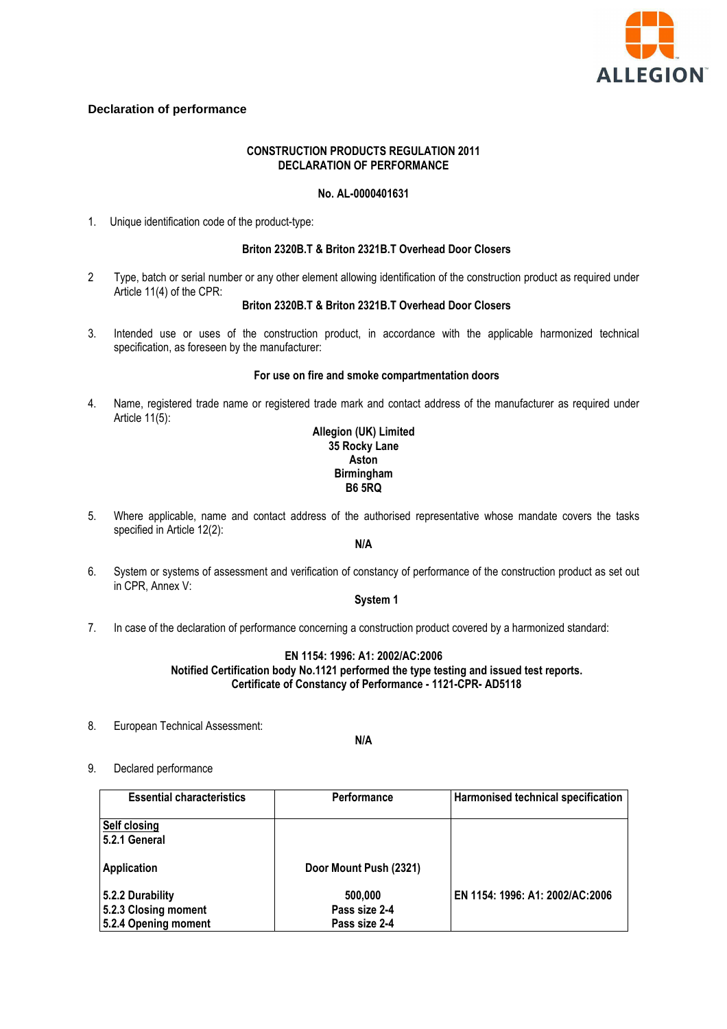## Declaration of performance

**CONSTRUCTION PRODUCTS REGULATION 2011**
**DECLARATION OF PERFORMANCE**

**No. AL-0000401631**

1. Unique identification code of the product-type:

**Briton 2320B.T & Briton 2321B.T Overhead Door Closers**

2. Type, batch or serial number or any other element allowing identification of the construction product as required under Article 11(4) of the CPR:

**Briton 2320B.T & Briton 2321B.T Overhead Door Closers**

3. Intended use or uses of the construction product, in accordance with the applicable harmonized technical specification, as foreseen by the manufacturer:

**For use on fire and smoke compartmentation doors**

4. Name, registered trade name or registered trade mark and contact address of the manufacturer as required under Article 11(5):

**Allegion (UK) Limited**
**35 Rocky Lane**
**Aston**
**Birmingham**
**B6 5RQ**

5. Where applicable, name and contact address of the authorised representative whose mandate covers the tasks specified in Article 12(2):

**N/A**

6. System or systems of assessment and verification of constancy of performance of the construction product as set out in CPR, Annex V:

**System 1**

7. In case of the declaration of performance concerning a construction product covered by a harmonized standard:

**EN 1154: 1996: A1: 2002/AC:2006**
**Notified Certification body No.1121 performed the type testing and issued test reports.**
**Certificate of Constancy of Performance - 1121-CPR- AD5118**

8. European Technical Assessment:

**N/A**

9. Declared performance

| Essential characteristics | Performance | Harmonised technical specification |
|---|---|---|
| **Self closing**<br>**5.2.1 General** | | |
| **Application** | **Door Mount Push (2321)** | |
| **5.2.2 Durability**<br>**5.2.3 Closing moment**<br>**5.2.4 Opening moment** | **500,000**<br>**Pass size 2-4**<br>**Pass size 2-4** | **EN 1154: 1996: A1: 2002/AC:2006** |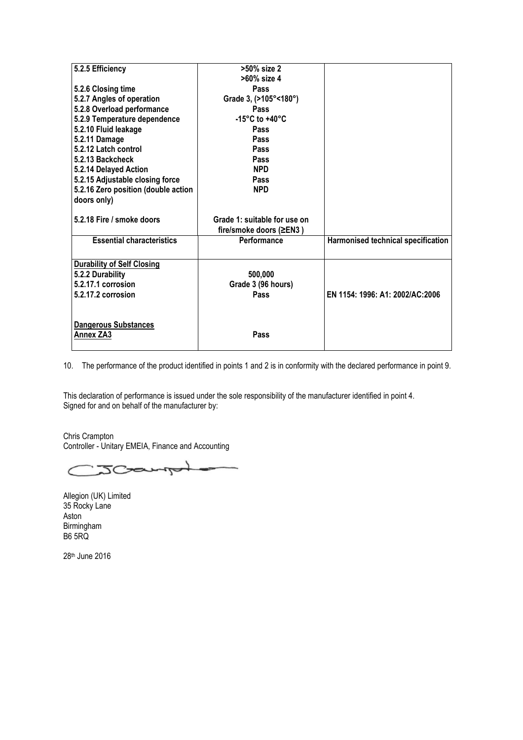| | | |
|---|---|---|
| **5.2.5 Efficiency** | **>50% size 2**<br>**>60% size 4** | |
| **5.2.6 Closing time** | **Pass** | |
| **5.2.7 Angles of operation** | **Grade 3, (>105°<180°)** | |
| **5.2.8 Overload performance** | **Pass** | |
| **5.2.9 Temperature dependence** | **-15°C to +40°C** | |
| **5.2.10 Fluid leakage** | **Pass** | |
| **5.2.11 Damage** | **Pass** | |
| **5.2.12 Latch control** | **Pass** | |
| **5.2.13 Backcheck** | **Pass** | |
| **5.2.14 Delayed Action** | **NPD** | |
| **5.2.15 Adjustable closing force** | **Pass** | |
| **5.2.16 Zero position (double action doors only)** | **NPD** | |
| **5.2.18 Fire / smoke doors** | **Grade 1: suitable for use on fire/smoke doors (≥EN3 )** | |
| **Essential characteristics** | **Performance** | **Harmonised technical specification** |
| **Durability of Self Closing** | | |
| **5.2.2 Durability** | **500,000** | |
| **5.2.17.1 corrosion** | **Grade 3 (96 hours)** | |
| **5.2.17.2 corrosion** | **Pass** | **EN 1154: 1996: A1: 2002/AC:2006** |
| **Dangerous Substances** | | |
| **Annex ZA3** | **Pass** | |

10. The performance of the product identified in points 1 and 2 is in conformity with the declared performance in point 9.

This declaration of performance is issued under the sole responsibility of the manufacturer identified in point 4.
Signed for and on behalf of the manufacturer by:

Chris Crampton
Controller - Unitary EMEIA, Finance and Accounting

Allegion (UK) Limited
35 Rocky Lane
Aston
Birmingham
B6 5RQ

28th June 2016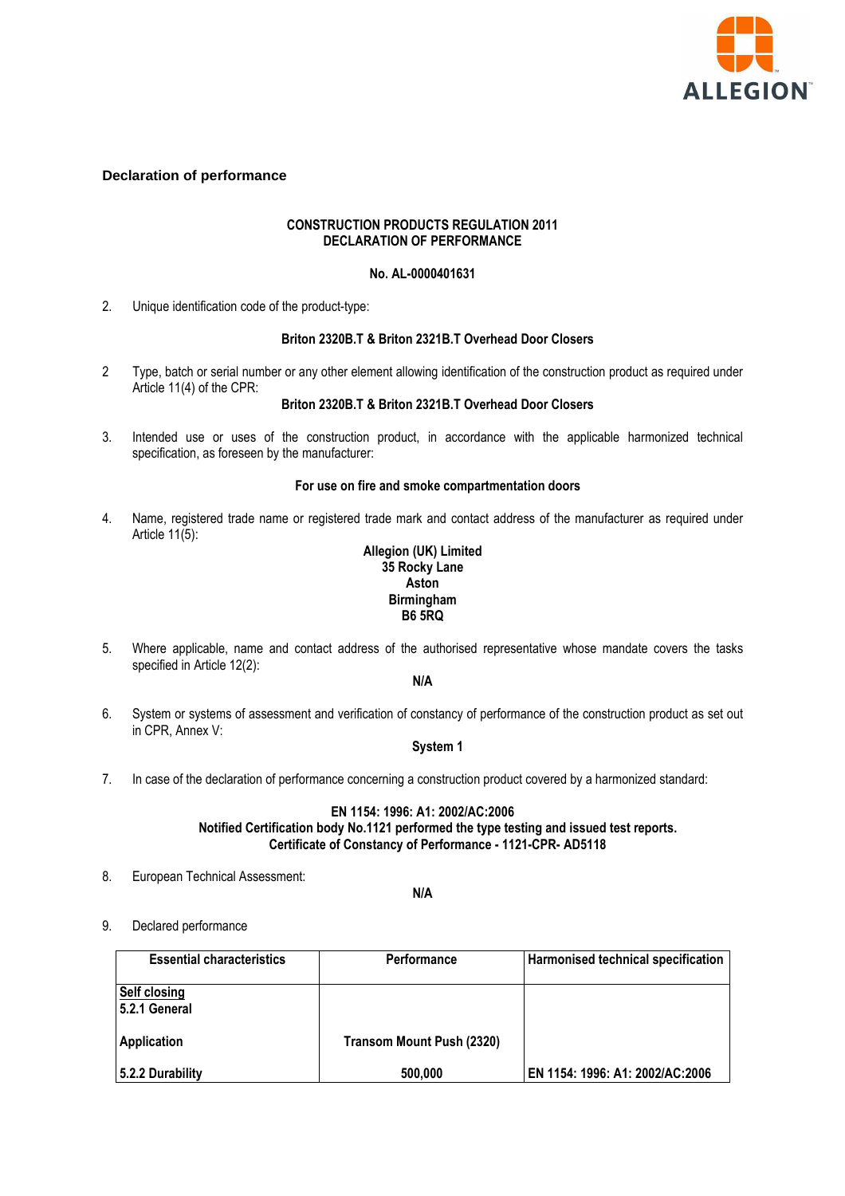## Declaration of performance

**CONSTRUCTION PRODUCTS REGULATION 2011**
**DECLARATION OF PERFORMANCE**

**No. AL-0000401631**

2. Unique identification code of the product-type:

**Briton 2320B.T & Briton 2321B.T Overhead Door Closers**

2 Type, batch or serial number or any other element allowing identification of the construction product as required under Article 11(4) of the CPR:

**Briton 2320B.T & Briton 2321B.T Overhead Door Closers**

3. Intended use or uses of the construction product, in accordance with the applicable harmonized technical specification, as foreseen by the manufacturer:

**For use on fire and smoke compartmentation doors**

4. Name, registered trade name or registered trade mark and contact address of the manufacturer as required under Article 11(5):

**Allegion (UK) Limited**
**35 Rocky Lane**
**Aston**
**Birmingham**
**B6 5RQ**

5. Where applicable, name and contact address of the authorised representative whose mandate covers the tasks specified in Article 12(2):

**N/A**

6. System or systems of assessment and verification of constancy of performance of the construction product as set out in CPR, Annex V:

**System 1**

7. In case of the declaration of performance concerning a construction product covered by a harmonized standard:

**EN 1154: 1996: A1: 2002/AC:2006**
**Notified Certification body No.1121 performed the type testing and issued test reports.**
**Certificate of Constancy of Performance - 1121-CPR- AD5118**

8. European Technical Assessment:

**N/A**

9. Declared performance

| Essential characteristics | Performance | Harmonised technical specification |
|---|---|---|
| **Self closing**<br>**5.2.1 General** | | |
| **Application** | **Transom Mount Push (2320)** | |
| **5.2.2 Durability** | **500,000** | **EN 1154: 1996: A1: 2002/AC:2006** |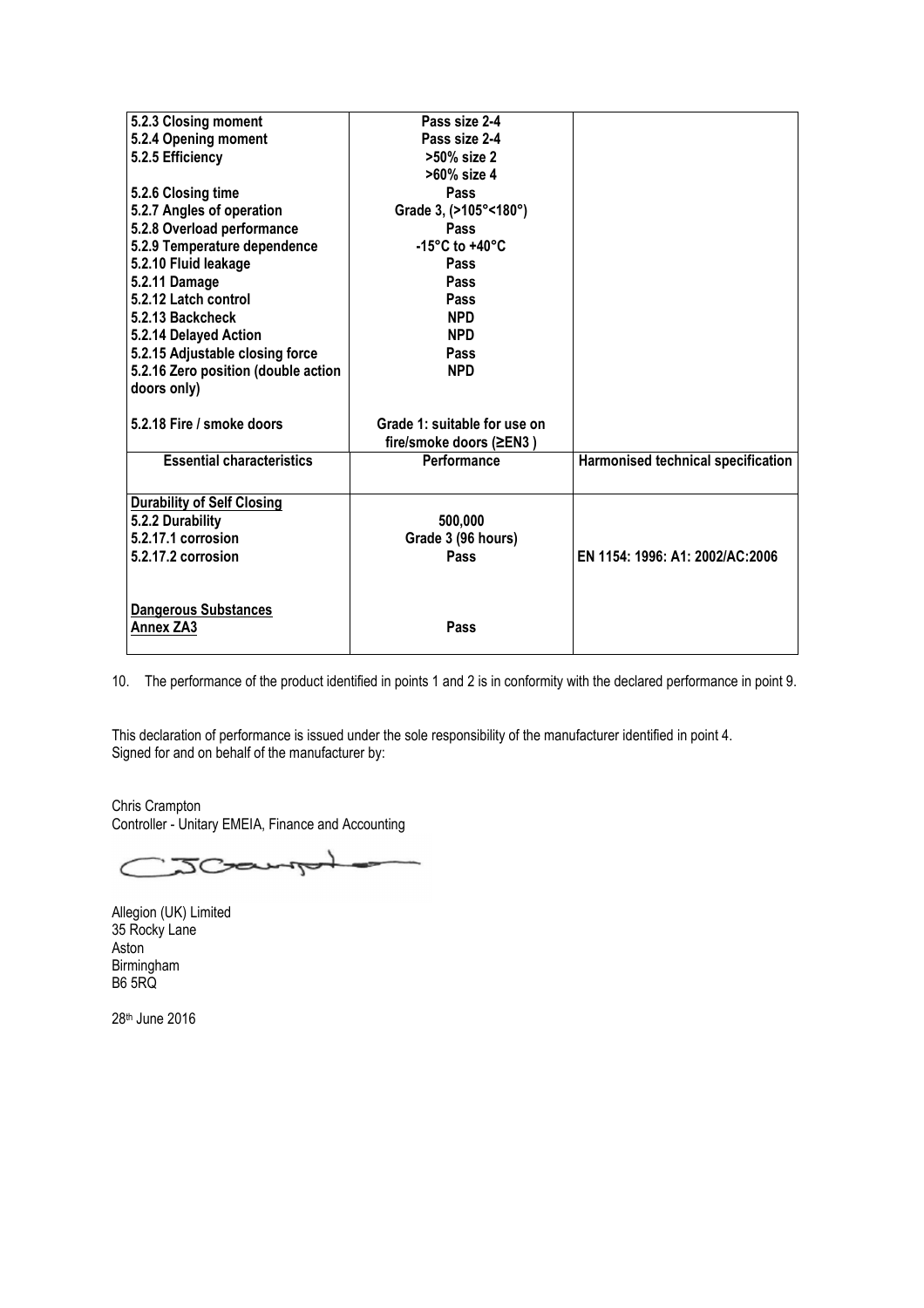| | | |
|---|---|---|
| **5.2.3 Closing moment** | **Pass size 2-4** | |
| **5.2.4 Opening moment** | **Pass size 2-4** | |
| **5.2.5 Efficiency** | **>50% size 2**<br>**>60% size 4** | |
| **5.2.6 Closing time** | **Pass** | |
| **5.2.7 Angles of operation** | **Grade 3, (>105°<180°)** | |
| **5.2.8 Overload performance** | **Pass** | |
| **5.2.9 Temperature dependence** | **-15°C to +40°C** | |
| **5.2.10 Fluid leakage** | **Pass** | |
| **5.2.11 Damage** | **Pass** | |
| **5.2.12 Latch control** | **Pass** | |
| **5.2.13 Backcheck** | **NPD** | |
| **5.2.14 Delayed Action** | **NPD** | |
| **5.2.15 Adjustable closing force** | **Pass** | |
| **5.2.16 Zero position (double action doors only)** | **NPD** | |
| **5.2.18 Fire / smoke doors** | **Grade 1: suitable for use on fire/smoke doors (≥EN3 )** | |
| **Essential characteristics** | **Performance** | **Harmonised technical specification** |
| **Durability of Self Closing**<br>**5.2.2 Durability**<br>**5.2.17.1 corrosion**<br>**5.2.17.2 corrosion** | **500,000**<br>**Grade 3 (96 hours)**<br>**Pass** | **EN 1154: 1996: A1: 2002/AC:2006** |
| **Dangerous Substances**<br>**Annex ZA3** | **Pass** | |

10. The performance of the product identified in points 1 and 2 is in conformity with the declared performance in point 9.

This declaration of performance is issued under the sole responsibility of the manufacturer identified in point 4.
Signed for and on behalf of the manufacturer by:

Chris Crampton
Controller - Unitary EMEIA, Finance and Accounting

Allegion (UK) Limited
35 Rocky Lane
Aston
Birmingham
B6 5RQ

28th June 2016